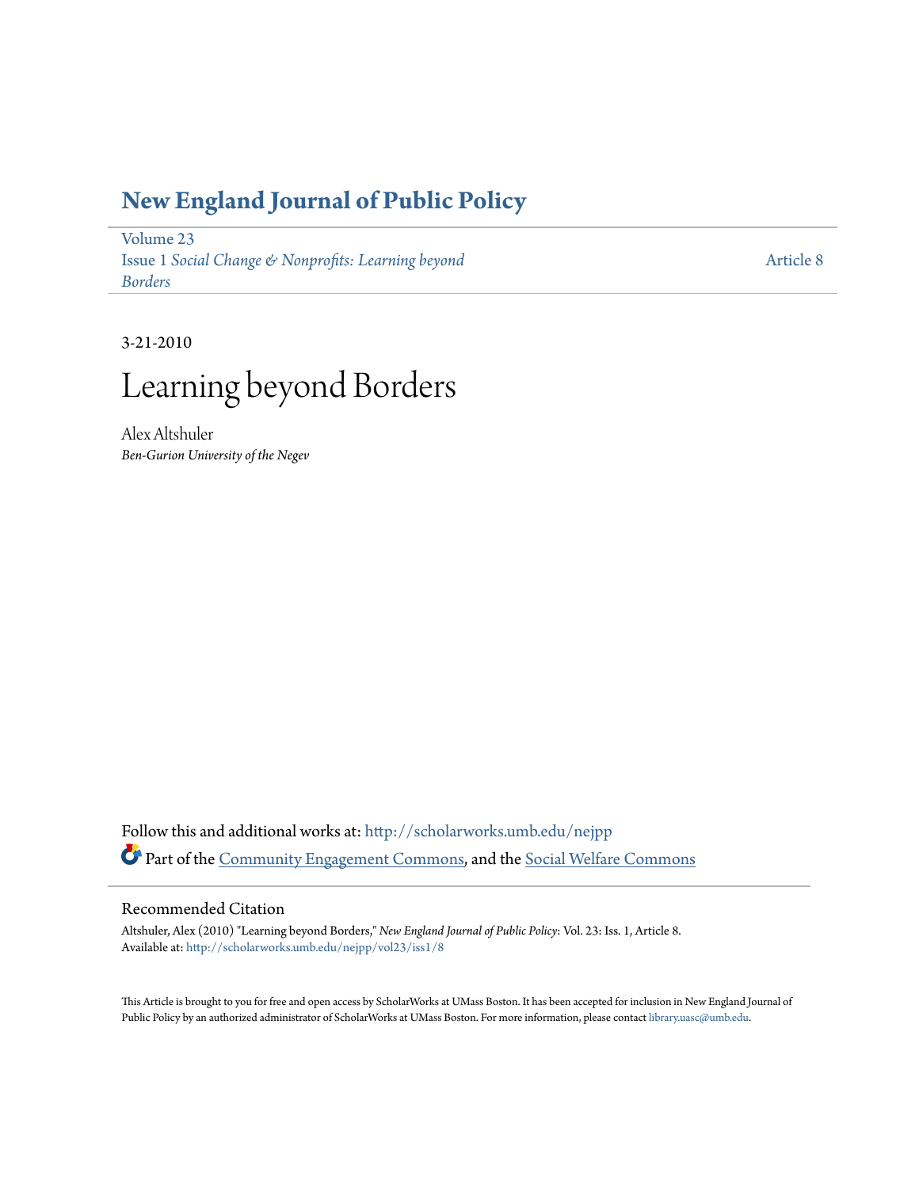# New England Journal of Public Policy

Volume 23
Issue 1 *Social Change & Nonprofits: Learning beyond Borders*

Article 8

3-21-2010

# Learning beyond Borders

Alex Altshuler
*Ben-Gurion University of the Negev*

Follow this and additional works at: http://scholarworks.umb.edu/nejpp

Part of the Community Engagement Commons, and the Social Welfare Commons

## Recommended Citation

Altshuler, Alex (2010) "Learning beyond Borders," *New England Journal of Public Policy*: Vol. 23: Iss. 1, Article 8.
Available at: http://scholarworks.umb.edu/nejpp/vol23/iss1/8

This Article is brought to you for free and open access by ScholarWorks at UMass Boston. It has been accepted for inclusion in New England Journal of Public Policy by an authorized administrator of ScholarWorks at UMass Boston. For more information, please contact library.uasc@umb.edu.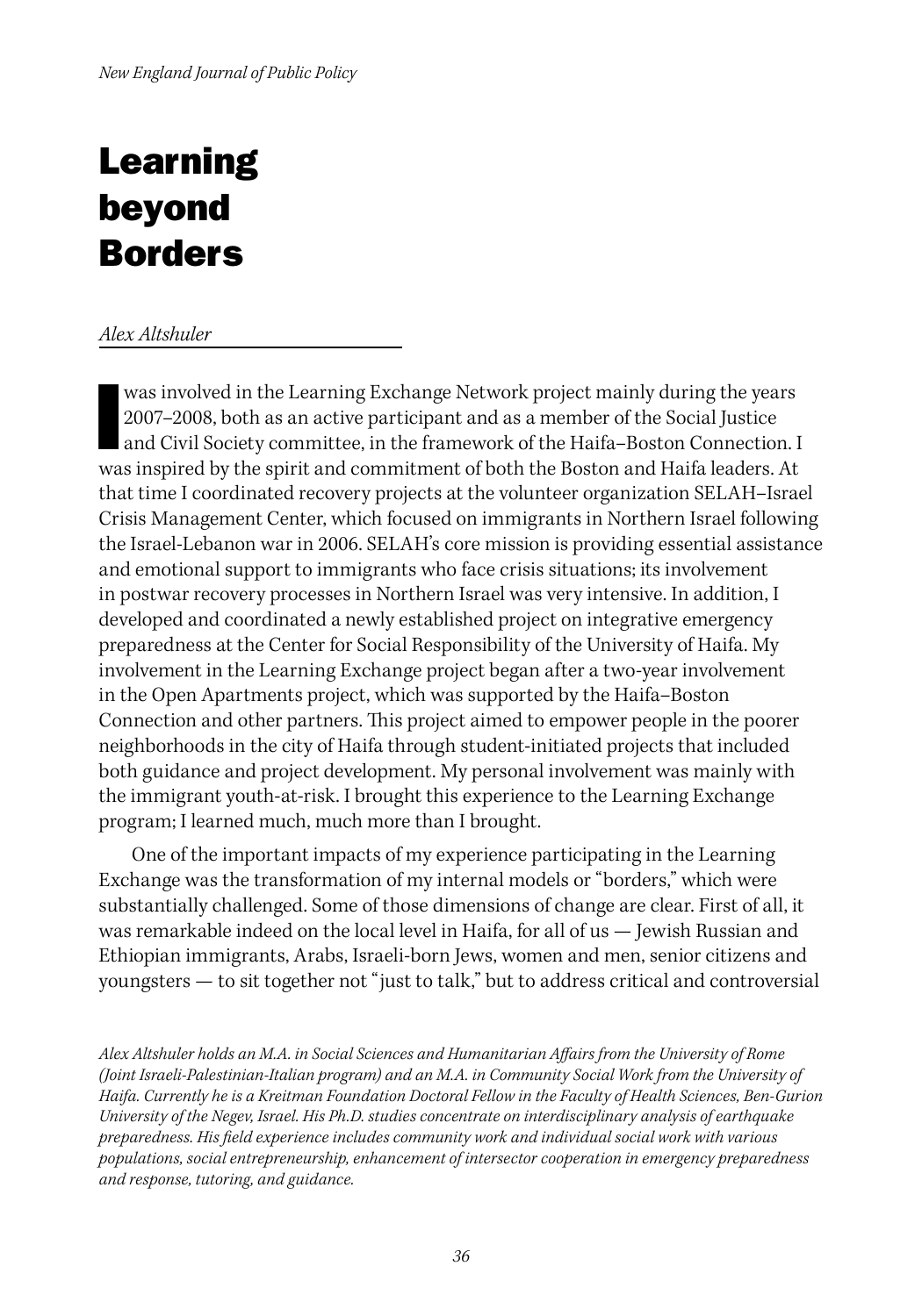# Learning beyond Borders

*Alex Altshuler*

I was involved in the Learning Exchange Network project mainly during the years 2007–2008, both as an active participant and as a member of the Social Justice and Civil Society committee, in the framework of the Haifa–Boston Connection. I was inspired by the spirit and commitment of both the Boston and Haifa leaders. At that time I coordinated recovery projects at the volunteer organization SELAH–Israel Crisis Management Center, which focused on immigrants in Northern Israel following the Israel-Lebanon war in 2006. SELAH's core mission is providing essential assistance and emotional support to immigrants who face crisis situations; its involvement in postwar recovery processes in Northern Israel was very intensive. In addition, I developed and coordinated a newly established project on integrative emergency preparedness at the Center for Social Responsibility of the University of Haifa. My involvement in the Learning Exchange project began after a two-year involvement in the Open Apartments project, which was supported by the Haifa–Boston Connection and other partners. This project aimed to empower people in the poorer neighborhoods in the city of Haifa through student-initiated projects that included both guidance and project development. My personal involvement was mainly with the immigrant youth-at-risk. I brought this experience to the Learning Exchange program; I learned much, much more than I brought.

One of the important impacts of my experience participating in the Learning Exchange was the transformation of my internal models or "borders," which were substantially challenged. Some of those dimensions of change are clear. First of all, it was remarkable indeed on the local level in Haifa, for all of us — Jewish Russian and Ethiopian immigrants, Arabs, Israeli-born Jews, women and men, senior citizens and youngsters — to sit together not "just to talk," but to address critical and controversial

*Alex Altshuler holds an M.A. in Social Sciences and Humanitarian Affairs from the University of Rome (Joint Israeli-Palestinian-Italian program) and an M.A. in Community Social Work from the University of Haifa. Currently he is a Kreitman Foundation Doctoral Fellow in the Faculty of Health Sciences, Ben-Gurion University of the Negev, Israel. His Ph.D. studies concentrate on interdisciplinary analysis of earthquake preparedness. His field experience includes community work and individual social work with various populations, social entrepreneurship, enhancement of intersector cooperation in emergency preparedness and response, tutoring, and guidance.*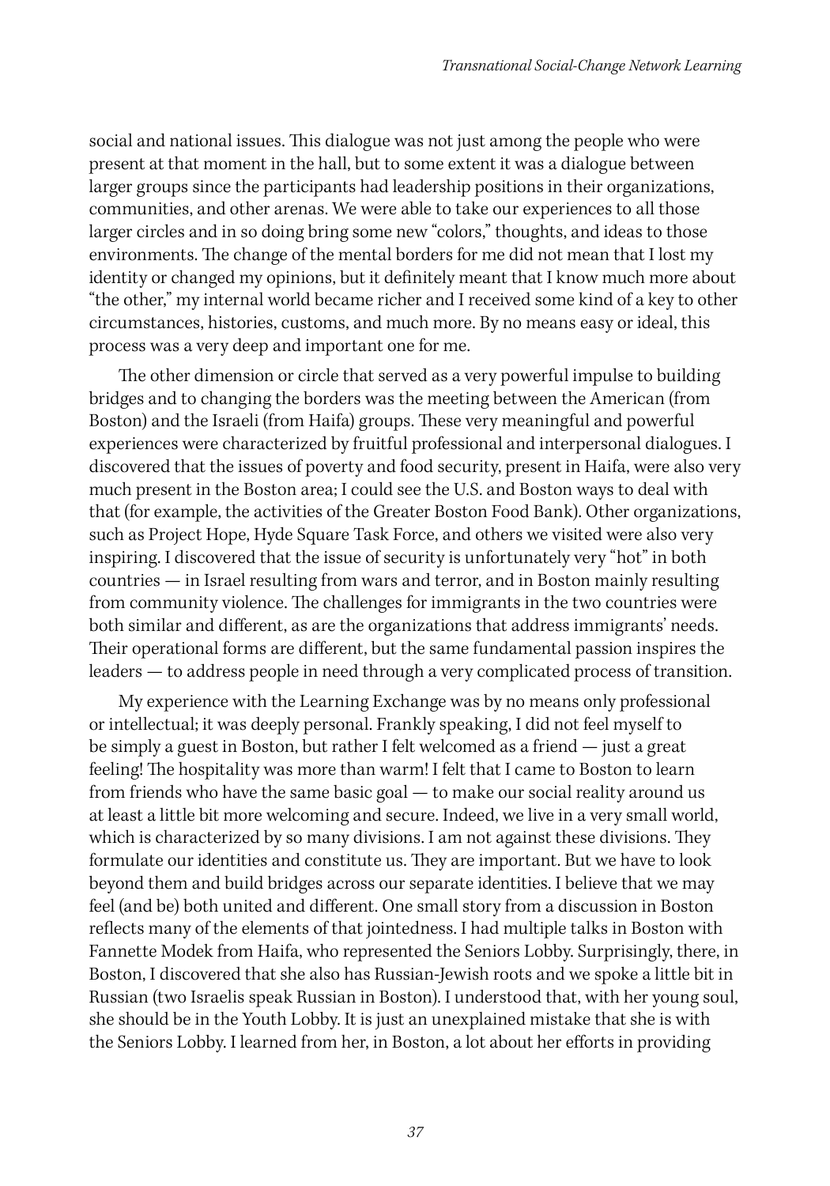social and national issues. This dialogue was not just among the people who were present at that moment in the hall, but to some extent it was a dialogue between larger groups since the participants had leadership positions in their organizations, communities, and other arenas. We were able to take our experiences to all those larger circles and in so doing bring some new "colors," thoughts, and ideas to those environments. The change of the mental borders for me did not mean that I lost my identity or changed my opinions, but it definitely meant that I know much more about "the other," my internal world became richer and I received some kind of a key to other circumstances, histories, customs, and much more. By no means easy or ideal, this process was a very deep and important one for me.

The other dimension or circle that served as a very powerful impulse to building bridges and to changing the borders was the meeting between the American (from Boston) and the Israeli (from Haifa) groups. These very meaningful and powerful experiences were characterized by fruitful professional and interpersonal dialogues. I discovered that the issues of poverty and food security, present in Haifa, were also very much present in the Boston area; I could see the U.S. and Boston ways to deal with that (for example, the activities of the Greater Boston Food Bank). Other organizations, such as Project Hope, Hyde Square Task Force, and others we visited were also very inspiring. I discovered that the issue of security is unfortunately very "hot" in both countries — in Israel resulting from wars and terror, and in Boston mainly resulting from community violence. The challenges for immigrants in the two countries were both similar and different, as are the organizations that address immigrants' needs. Their operational forms are different, but the same fundamental passion inspires the leaders — to address people in need through a very complicated process of transition.

My experience with the Learning Exchange was by no means only professional or intellectual; it was deeply personal. Frankly speaking, I did not feel myself to be simply a guest in Boston, but rather I felt welcomed as a friend — just a great feeling! The hospitality was more than warm! I felt that I came to Boston to learn from friends who have the same basic goal — to make our social reality around us at least a little bit more welcoming and secure. Indeed, we live in a very small world, which is characterized by so many divisions. I am not against these divisions. They formulate our identities and constitute us. They are important. But we have to look beyond them and build bridges across our separate identities. I believe that we may feel (and be) both united and different. One small story from a discussion in Boston reflects many of the elements of that jointedness. I had multiple talks in Boston with Fannette Modek from Haifa, who represented the Seniors Lobby. Surprisingly, there, in Boston, I discovered that she also has Russian-Jewish roots and we spoke a little bit in Russian (two Israelis speak Russian in Boston). I understood that, with her young soul, she should be in the Youth Lobby. It is just an unexplained mistake that she is with the Seniors Lobby. I learned from her, in Boston, a lot about her efforts in providing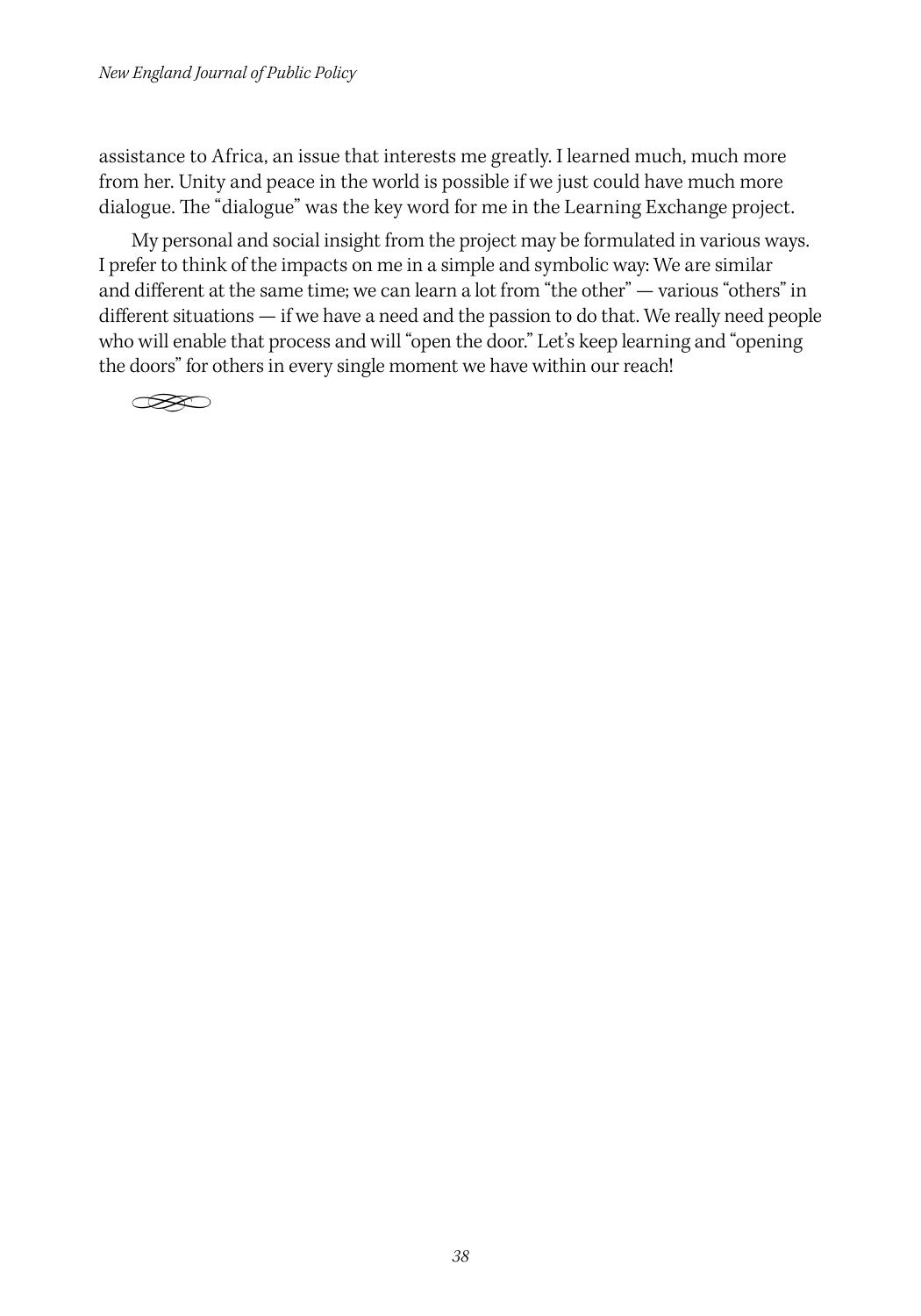assistance to Africa, an issue that interests me greatly. I learned much, much more from her. Unity and peace in the world is possible if we just could have much more dialogue. The "dialogue" was the key word for me in the Learning Exchange project.

My personal and social insight from the project may be formulated in various ways. I prefer to think of the impacts on me in a simple and symbolic way: We are similar and different at the same time; we can learn a lot from "the other" — various "others" in different situations — if we have a need and the passion to do that. We really need people who will enable that process and will "open the door." Let's keep learning and "opening the doors" for others in every single moment we have within our reach!